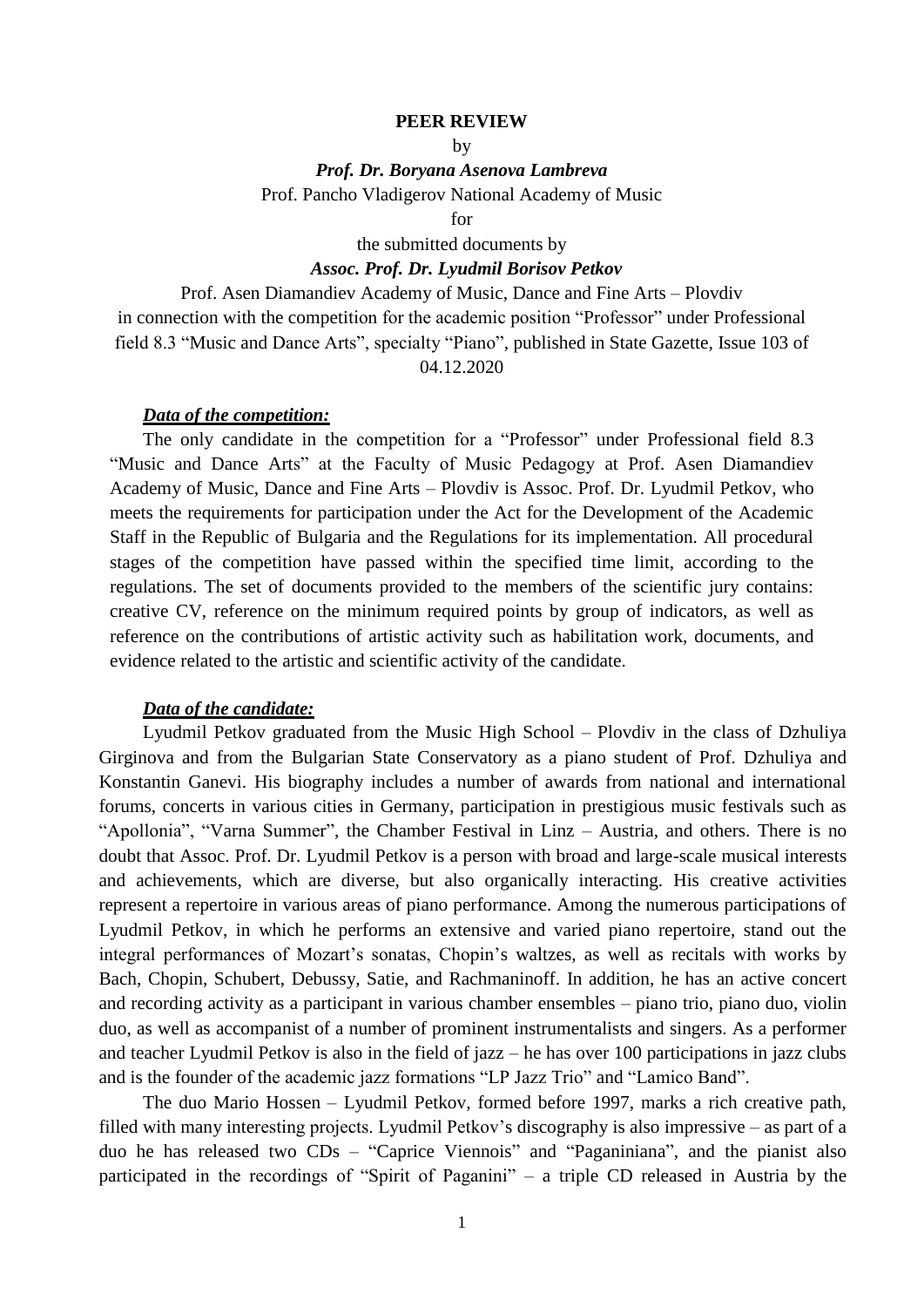**PEER REVIEW**

by

***Prof. Dr. Boryana Asenova Lambreva***

Prof. Pancho Vladigerov National Academy of Music

for

the submitted documents by

***Assoc. Prof. Dr. Lyudmil Borisov Petkov***

Prof. Asen Diamandiev Academy of Music, Dance and Fine Arts – Plovdiv

in connection with the competition for the academic position "Professor" under Professional field 8.3 "Music and Dance Arts", specialty "Piano", published in State Gazette, Issue 103 of 04.12.2020

***Data of the competition:***

The only candidate in the competition for a "Professor" under Professional field 8.3 "Music and Dance Arts" at the Faculty of Music Pedagogy at Prof. Asen Diamandiev Academy of Music, Dance and Fine Arts – Plovdiv is Assoc. Prof. Dr. Lyudmil Petkov, who meets the requirements for participation under the Act for the Development of the Academic Staff in the Republic of Bulgaria and the Regulations for its implementation. All procedural stages of the competition have passed within the specified time limit, according to the regulations. The set of documents provided to the members of the scientific jury contains: creative CV, reference on the minimum required points by group of indicators, as well as reference on the contributions of artistic activity such as habilitation work, documents, and evidence related to the artistic and scientific activity of the candidate.

***Data of the candidate:***

Lyudmil Petkov graduated from the Music High School – Plovdiv in the class of Dzhuliya Girginova and from the Bulgarian State Conservatory as a piano student of Prof. Dzhuliya and Konstantin Ganevi. His biography includes a number of awards from national and international forums, concerts in various cities in Germany, participation in prestigious music festivals such as "Apollonia", "Varna Summer", the Chamber Festival in Linz – Austria, and others. There is no doubt that Assoc. Prof. Dr. Lyudmil Petkov is a person with broad and large-scale musical interests and achievements, which are diverse, but also organically interacting. His creative activities represent a repertoire in various areas of piano performance. Among the numerous participations of Lyudmil Petkov, in which he performs an extensive and varied piano repertoire, stand out the integral performances of Mozart's sonatas, Chopin's waltzes, as well as recitals with works by Bach, Chopin, Schubert, Debussy, Satie, and Rachmaninoff. In addition, he has an active concert and recording activity as a participant in various chamber ensembles – piano trio, piano duo, violin duo, as well as accompanist of a number of prominent instrumentalists and singers. As a performer and teacher Lyudmil Petkov is also in the field of jazz – he has over 100 participations in jazz clubs and is the founder of the academic jazz formations "LP Jazz Trio" and "Lamico Band".

The duo Mario Hossen – Lyudmil Petkov, formed before 1997, marks a rich creative path, filled with many interesting projects. Lyudmil Petkov's discography is also impressive – as part of a duo he has released two CDs – "Caprice Viennois" and "Paganiniana", and the pianist also participated in the recordings of "Spirit of Paganini" – a triple CD released in Austria by the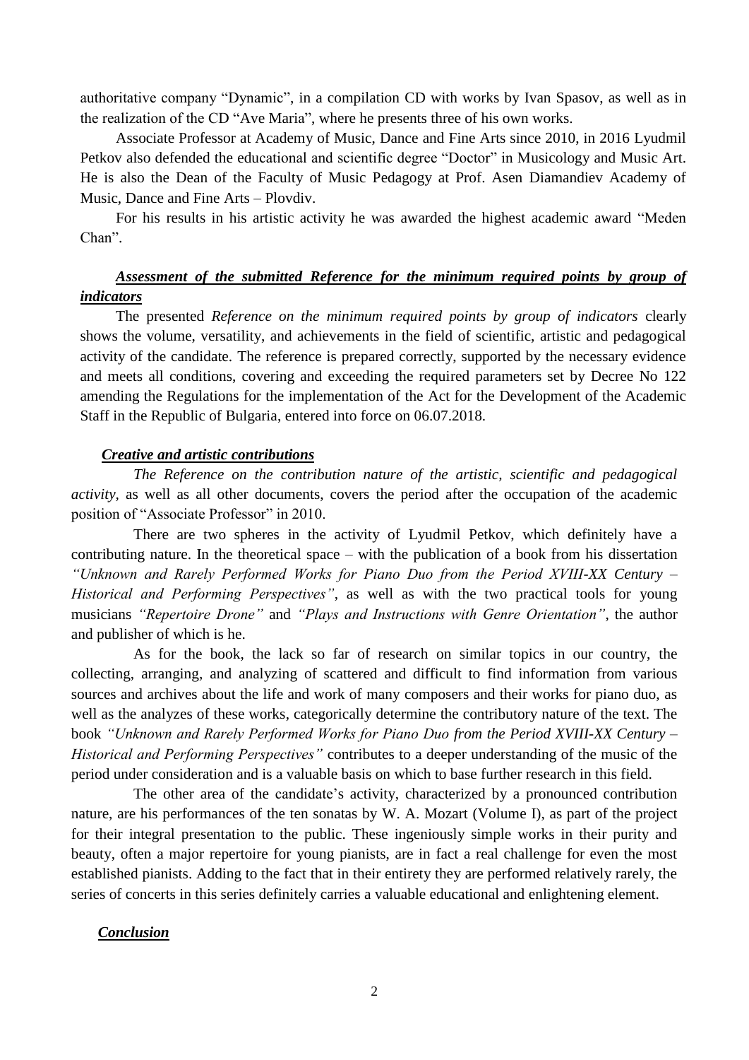authoritative company "Dynamic", in a compilation CD with works by Ivan Spasov, as well as in the realization of the CD "Ave Maria", where he presents three of his own works.

Associate Professor at Academy of Music, Dance and Fine Arts since 2010, in 2016 Lyudmil Petkov also defended the educational and scientific degree "Doctor" in Musicology and Music Art. He is also the Dean of the Faculty of Music Pedagogy at Prof. Asen Diamandiev Academy of Music, Dance and Fine Arts – Plovdiv.

For his results in his artistic activity he was awarded the highest academic award "Meden Chan".

***Assessment of the submitted Reference for the minimum required points by group of indicators***

The presented *Reference on the minimum required points by group of indicators* clearly shows the volume, versatility, and achievements in the field of scientific, artistic and pedagogical activity of the candidate. The reference is prepared correctly, supported by the necessary evidence and meets all conditions, covering and exceeding the required parameters set by Decree No 122 amending the Regulations for the implementation of the Act for the Development of the Academic Staff in the Republic of Bulgaria, entered into force on 06.07.2018.

***Creative and artistic contributions***

*The Reference on the contribution nature of the artistic, scientific and pedagogical activity*, as well as all other documents, covers the period after the occupation of the academic position of "Associate Professor" in 2010.

There are two spheres in the activity of Lyudmil Petkov, which definitely have a contributing nature. In the theoretical space – with the publication of a book from his dissertation *"Unknown and Rarely Performed Works for Piano Duo from the Period XVIII-XX Century – Historical and Performing Perspectives"*, as well as with the two practical tools for young musicians *"Repertoire Drone"* and *"Plays and Instructions with Genre Orientation"*, the author and publisher of which is he.

As for the book, the lack so far of research on similar topics in our country, the collecting, arranging, and analyzing of scattered and difficult to find information from various sources and archives about the life and work of many composers and their works for piano duo, as well as the analyzes of these works, categorically determine the contributory nature of the text. The book *"Unknown and Rarely Performed Works for Piano Duo from the Period XVIII-XX Century – Historical and Performing Perspectives"* contributes to a deeper understanding of the music of the period under consideration and is a valuable basis on which to base further research in this field.

The other area of the candidate's activity, characterized by a pronounced contribution nature, are his performances of the ten sonatas by W. A. Mozart (Volume I), as part of the project for their integral presentation to the public. These ingeniously simple works in their purity and beauty, often a major repertoire for young pianists, are in fact a real challenge for even the most established pianists. Adding to the fact that in their entirety they are performed relatively rarely, the series of concerts in this series definitely carries a valuable educational and enlightening element.

***Conclusion***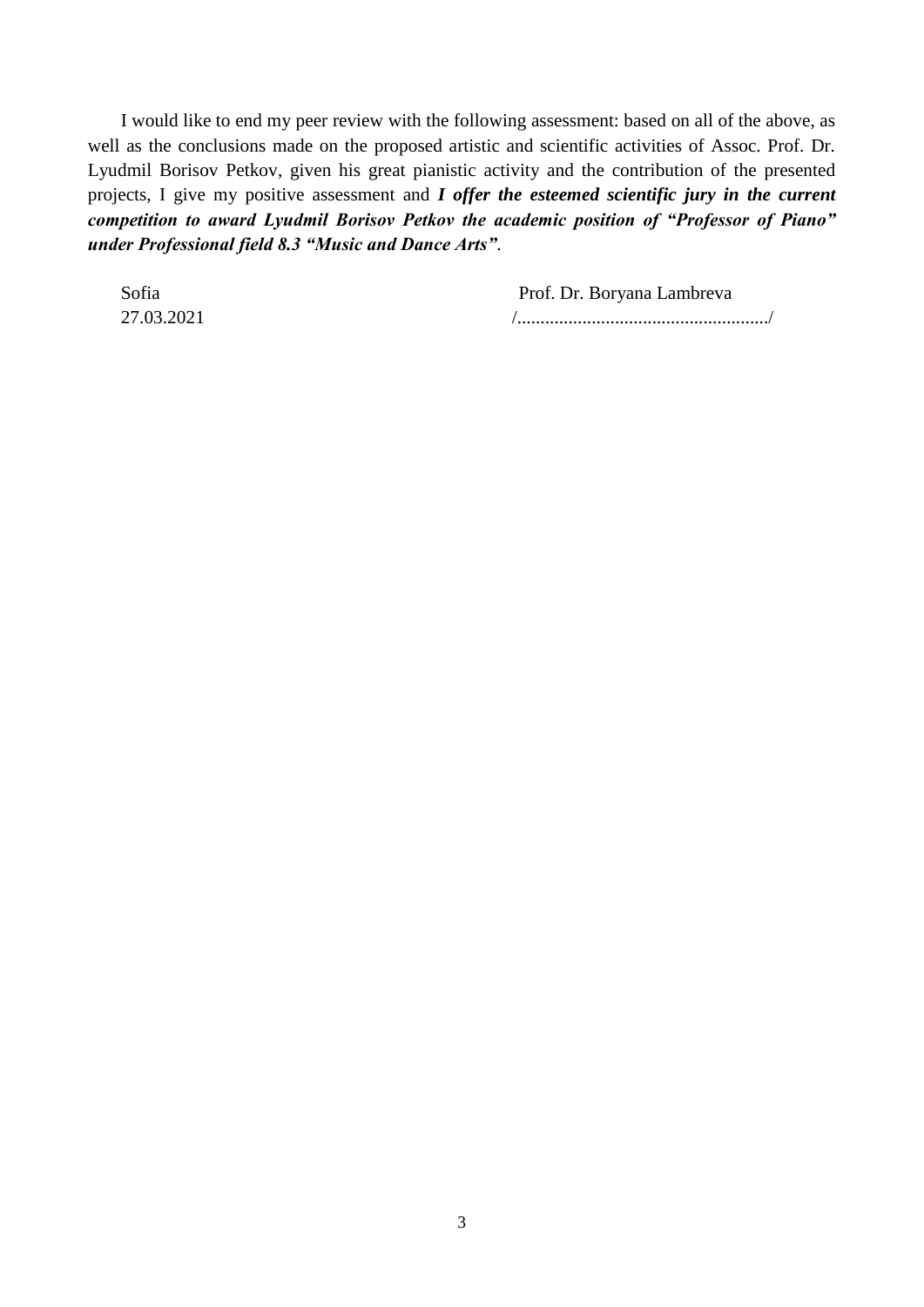I would like to end my peer review with the following assessment: based on all of the above, as well as the conclusions made on the proposed artistic and scientific activities of Assoc. Prof. Dr. Lyudmil Borisov Petkov, given his great pianistic activity and the contribution of the presented projects, I give my positive assessment and ***I offer the esteemed scientific jury in the current competition to award Lyudmil Borisov Petkov the academic position of "Professor of Piano" under Professional field 8.3 "Music and Dance Arts"***.

Sofia  
27.03.2021

Prof. Dr. Boryana Lambreva  
/....................................................../